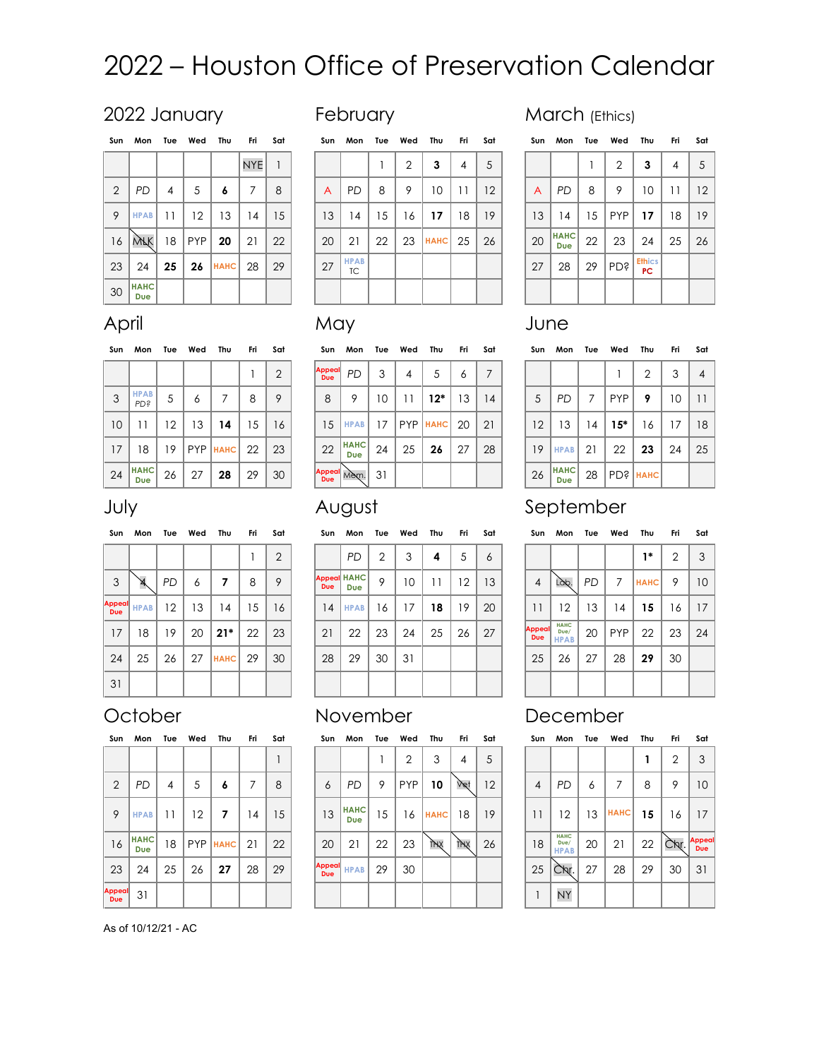# 2022 – Houston Office of Preservation Calendar

## 2022 January

| Sun | Mon | Tue | Wed | Thu | Fri | Sat |
|---|---|---|---|---|---|---|
| | | | | | NYE | 1 |
| 2 | PD | 4 | 5 | **6** | 7 | 8 |
| 9 | HPAB | 11 | 12 | 13 | 14 | 15 |
| 16 | MLK | 18 | PYP | **20** | 21 | 22 |
| 23 | 24 | **25** | **26** | HAHC | 28 | 29 |
| 30 | HAHC Due | | | | | |

## February

| Sun | Mon | Tue | Wed | Thu | Fri | Sat |
|---|---|---|---|---|---|---|
| | | 1 | 2 | **3** | 4 | 5 |
| A | PD | 8 | 9 | 10 | 11 | 12 |
| 13 | 14 | 15 | 16 | **17** | 18 | 19 |
| 20 | 21 | 22 | 23 | HAHC | 25 | 26 |
| 27 | HPAB TC | | | | | |

## March (Ethics)

| Sun | Mon | Tue | Wed | Thu | Fri | Sat |
|---|---|---|---|---|---|---|
| | | 1 | 2 | **3** | 4 | 5 |
| A | PD | 8 | 9 | 10 | 11 | 12 |
| 13 | 14 | 15 | PYP | **17** | 18 | 19 |
| 20 | HAHC Due | 22 | 23 | 24 | 25 | 26 |
| 27 | 28 | 29 | PD? | Ethics PC | | |

## April

| Sun | Mon | Tue | Wed | Thu | Fri | Sat |
|---|---|---|---|---|---|---|
| | | | | | 1 | 2 |
| 3 | HPAB PD? | 5 | 6 | 7 | 8 | 9 |
| 10 | 11 | 12 | 13 | **14** | 15 | 16 |
| 17 | 18 | 19 | PYP | HAHC | 22 | 23 |
| 24 | HAHC Due | 26 | 27 | **28** | 29 | 30 |

## May

| Sun | Mon | Tue | Wed | Thu | Fri | Sat |
|---|---|---|---|---|---|---|
| Appeal Due | PD | 3 | 4 | 5 | 6 | 7 |
| 8 | 9 | 10 | 11 | **12*** | 13 | 14 |
| 15 | HPAB | 17 | PYP | HAHC | 20 | 21 |
| 22 | HAHC Due | 24 | 25 | **26** | 27 | 28 |
| Appeal Due | Mem. | 31 | | | | |

## June

| Sun | Mon | Tue | Wed | Thu | Fri | Sat |
|---|---|---|---|---|---|---|
| | | | 1 | 2 | 3 | 4 |
| 5 | PD | 7 | PYP | **9** | 10 | 11 |
| 12 | 13 | 14 | **15*** | 16 | 17 | 18 |
| 19 | HPAB | 21 | 22 | **23** | 24 | 25 |
| 26 | HAHC Due | 28 | PD? | HAHC | | |

## July

| Sun | Mon | Tue | Wed | Thu | Fri | Sat |
|---|---|---|---|---|---|---|
| | | | | | 1 | 2 |
| 3 | 4 | PD | 6 | **7** | 8 | 9 |
| Appeal Due | HPAB | 12 | 13 | 14 | 15 | 16 |
| 17 | 18 | 19 | 20 | **21*** | 22 | 23 |
| 24 | 25 | 26 | 27 | HAHC | 29 | 30 |
| 31 | | | | | | |

## August

| Sun | Mon | Tue | Wed | Thu | Fri | Sat |
|---|---|---|---|---|---|---|
| | PD | 2 | 3 | **4** | 5 | 6 |
| Appeal Due | HAHC Due | 9 | 10 | 11 | 12 | 13 |
| 14 | HPAB | 16 | 17 | **18** | 19 | 20 |
| 21 | 22 | 23 | 24 | 25 | 26 | 27 |
| 28 | 29 | 30 | 31 | | | |

## September

| Sun | Mon | Tue | Wed | Thu | Fri | Sat |
|---|---|---|---|---|---|---|
| | | | | **1*** | 2 | 3 |
| 4 | Lab. | PD | 7 | HAHC | 9 | 10 |
| 11 | 12 | 13 | 14 | **15** | 16 | 17 |
| Appeal Due | HAHC Due/ HPAB | 20 | PYP | 22 | 23 | 24 |
| 25 | 26 | 27 | 28 | **29** | 30 | |

## October

| Sun | Mon | Tue | Wed | Thu | Fri | Sat |
|---|---|---|---|---|---|---|
| | | | | | | 1 |
| 2 | PD | 4 | 5 | **6** | 7 | 8 |
| 9 | HPAB | 11 | 12 | **7** | 14 | 15 |
| 16 | HAHC Due | 18 | PYP | HAHC | 21 | 22 |
| 23 | 24 | 25 | 26 | **27** | 28 | 29 |
| Appeal Due | 31 | | | | | |

## November

| Sun | Mon | Tue | Wed | Thu | Fri | Sat |
|---|---|---|---|---|---|---|
| | | 1 | 2 | 3 | 4 | 5 |
| 6 | PD | 9 | PYP | **10** | Vet | 12 |
| 13 | HAHC Due | 15 | 16 | HAHC | 18 | 19 |
| 20 | 21 | 22 | 23 | THX | THX | 26 |
| Appeal Due | HPAB | 29 | 30 | | | |

## December

| Sun | Mon | Tue | Wed | Thu | Fri | Sat |
|---|---|---|---|---|---|---|
| | | | | **1** | 2 | 3 |
| 4 | PD | 6 | 7 | 8 | 9 | 10 |
| 11 | 12 | 13 | HAHC | **15** | 16 | 17 |
| 18 | HAHC Due/ HPAB | 20 | 21 | 22 | Chr. | Appeal Due |
| 25 | Chr. | 27 | 28 | 29 | 30 | 31 |
| 1 | NY | | | | | |

As of 10/12/21 - AC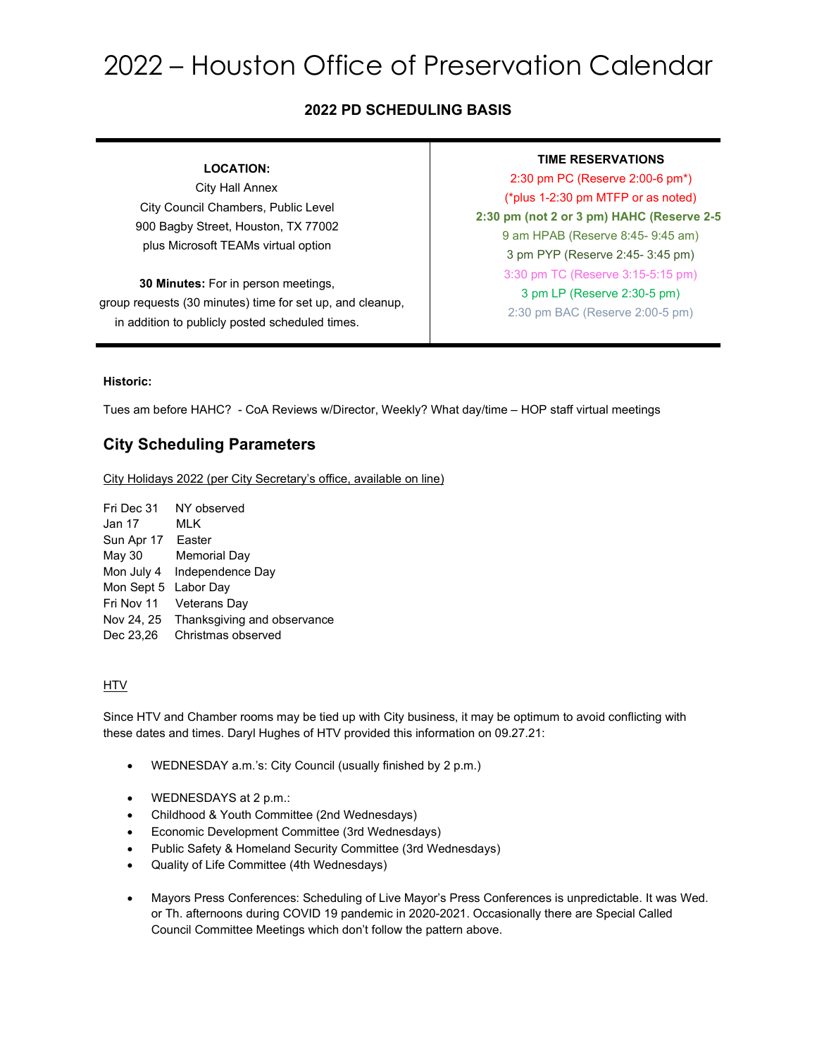# 2022 – Houston Office of Preservation Calendar

**2022 PD SCHEDULING BASIS**

| **LOCATION:**<br>City Hall Annex<br>City Council Chambers, Public Level<br>900 Bagby Street, Houston, TX 77002<br>plus Microsoft TEAMs virtual option<br><br>**30 Minutes:** For in person meetings, group requests (30 minutes) time for set up, and cleanup, in addition to publicly posted scheduled times. | **TIME RESERVATIONS**<br>2:30 pm PC (Reserve 2:00-6 pm*)<br>(*plus 1-2:30 pm MTFP or as noted)<br>**2:30 pm (not 2 or 3 pm) HAHC (Reserve 2-5**<br>9 am HPAB (Reserve 8:45- 9:45 am)<br>3 pm PYP (Reserve 2:45- 3:45 pm)<br>3:30 pm TC (Reserve 3:15-5:15 pm)<br>3 pm LP (Reserve 2:30-5 pm)<br>2:30 pm BAC (Reserve 2:00-5 pm) |
|---|---|

**Historic:**

Tues am before HAHC? - CoA Reviews w/Director, Weekly? What day/time – HOP staff virtual meetings

## City Scheduling Parameters

City Holidays 2022 (per City Secretary's office, available on line)

Fri Dec 31 NY observed
Jan 17 MLK
Sun Apr 17 Easter
May 30 Memorial Day
Mon July 4 Independence Day
Mon Sept 5 Labor Day
Fri Nov 11 Veterans Day
Nov 24, 25 Thanksgiving and observance
Dec 23,26 Christmas observed

HTV

Since HTV and Chamber rooms may be tied up with City business, it may be optimum to avoid conflicting with these dates and times. Daryl Hughes of HTV provided this information on 09.27.21:

- WEDNESDAY a.m.'s: City Council (usually finished by 2 p.m.)

- WEDNESDAYS at 2 p.m.:
- Childhood & Youth Committee (2nd Wednesdays)
- Economic Development Committee (3rd Wednesdays)
- Public Safety & Homeland Security Committee (3rd Wednesdays)
- Quality of Life Committee (4th Wednesdays)

- Mayors Press Conferences: Scheduling of Live Mayor's Press Conferences is unpredictable. It was Wed. or Th. afternoons during COVID 19 pandemic in 2020-2021. Occasionally there are Special Called Council Committee Meetings which don't follow the pattern above.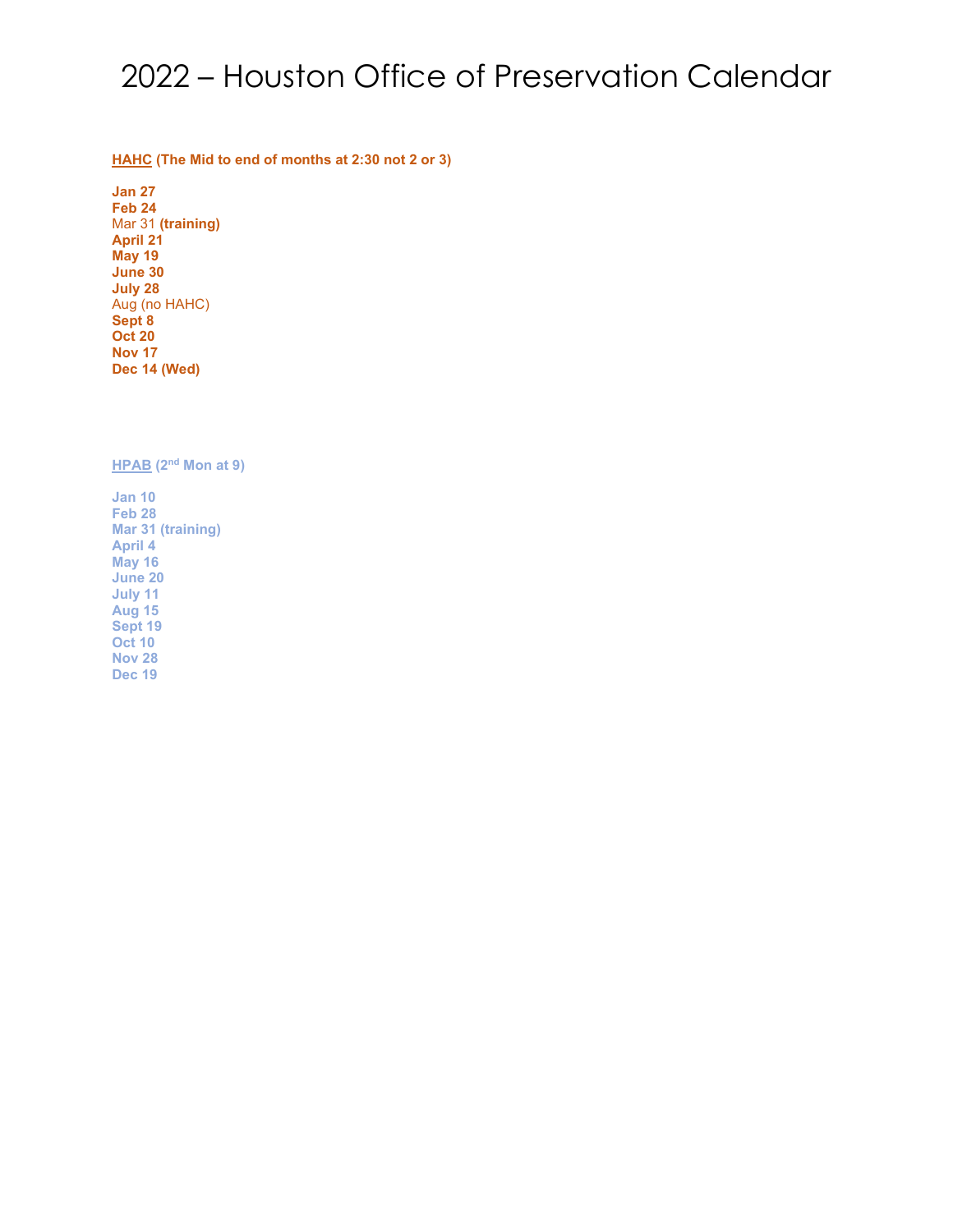# 2022 – Houston Office of Preservation Calendar

**HAHC (The Mid to end of months at 2:30 not 2 or 3)**

**Jan 27**
**Feb 24**
Mar 31 **(training)**
**April 21**
**May 19**
**June 30**
**July 28**
Aug (no HAHC)
**Sept 8**
**Oct 20**
**Nov 17**
**Dec 14 (Wed)**

**HPAB (2nd Mon at 9)**

**Jan 10**
**Feb 28**
**Mar 31 (training)**
**April 4**
**May 16**
**June 20**
**July 11**
**Aug 15**
**Sept 19**
**Oct 10**
**Nov 28**
**Dec 19**